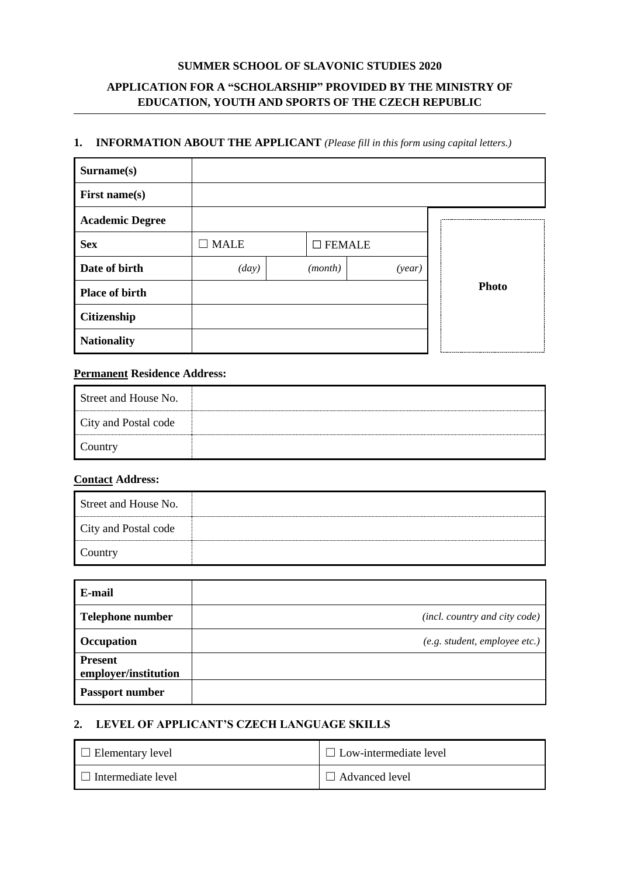**SUMMER SCHOOL OF SLAVONIC STUDIES 2020**

**APPLICATION FOR A "SCHOLARSHIP" PROVIDED BY THE MINISTRY OF EDUCATION, YOUTH AND SPORTS OF THE CZECH REPUBLIC**

## 1. INFORMATION ABOUT THE APPLICANT *(Please fill in this form using capital letters.)*

| | | | | |
|---|---|---|---|---|
| **Surname(s)** | | | | |
| **First name(s)** | | | | |
| **Academic Degree** | | | | **Photo** |
| **Sex** | ☐ MALE | ☐ FEMALE | | |
| **Date of birth** | *(day)* | *(month)* | *(year)* | |
| **Place of birth** | | | | |
| **Citizenship** | | | | |
| **Nationality** | | | | |

**Permanent Residence Address:**

| | |
|---|---|
| Street and House No. | |
| City and Postal code | |
| Country | |

**Contact Address:**

| | |
|---|---|
| Street and House No. | |
| City and Postal code | |
| Country | |

| | |
|---|---|
| **E-mail** | |
| **Telephone number** | *(incl. country and city code)* |
| **Occupation** | *(e.g. student, employee etc.)* |
| **Present employer/institution** | |
| **Passport number** | |

## 2. LEVEL OF APPLICANT'S CZECH LANGUAGE SKILLS

| | |
|---|---|
| ☐ Elementary level | ☐ Low-intermediate level |
| ☐ Intermediate level | ☐ Advanced level |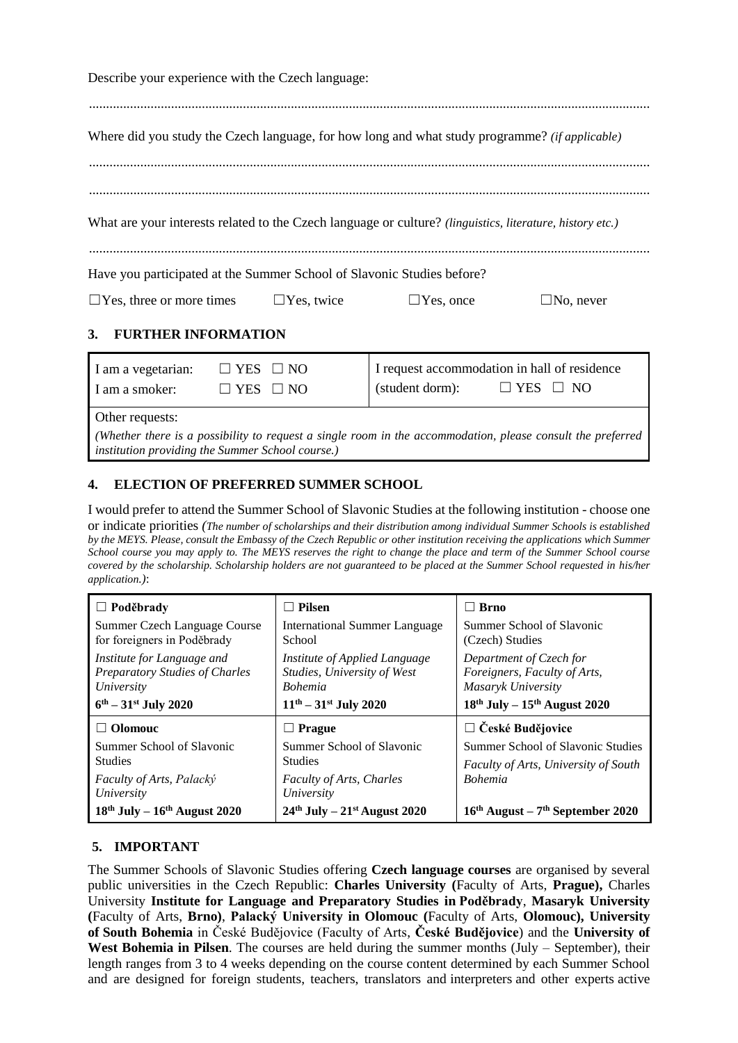Describe your experience with the Czech language:

..................................................................................................................................................

Where did you study the Czech language, for how long and what study programme? *(if applicable)*

..................................................................................................................................................

..................................................................................................................................................

What are your interests related to the Czech language or culture? *(linguistics, literature, history etc.)*

..................................................................................................................................................

Have you participated at the Summer School of Slavonic Studies before?

☐Yes, three or more times ☐Yes, twice ☐Yes, once ☐No, never

## 3. FURTHER INFORMATION

| | |
|---|---|
| I am a vegetarian: ☐ YES ☐ NO<br>I am a smoker: ☐ YES ☐ NO | I request accommodation in hall of residence (student dorm): ☐ YES ☐ NO |
| Other requests:<br>*(Whether there is a possibility to request a single room in the accommodation, please consult the preferred institution providing the Summer School course.)* | |

## 4. ELECTION OF PREFERRED SUMMER SCHOOL

I would prefer to attend the Summer School of Slavonic Studies at the following institution - choose one or indicate priorities *(The number of scholarships and their distribution among individual Summer Schools is established by the MEYS. Please, consult the Embassy of the Czech Republic or other institution receiving the applications which Summer School course you may apply to. The MEYS reserves the right to change the place and term of the Summer School course covered by the scholarship. Scholarship holders are not guaranteed to be placed at the Summer School requested in his/her application.)*:

| ☐ **Poděbrady** | ☐ **Pilsen** | ☐ **Brno** |
|---|---|---|
| Summer Czech Language Course for foreigners in Poděbrady<br>*Institute for Language and Preparatory Studies of Charles University*<br>**6th – 31st July 2020** | International Summer Language School<br>*Institute of Applied Language Studies, University of West Bohemia*<br>**11th – 31st July 2020** | Summer School of Slavonic (Czech) Studies<br>*Department of Czech for Foreigners, Faculty of Arts, Masaryk University*<br>**18th July – 15th August 2020** |
| ☐ **Olomouc**<br>Summer School of Slavonic Studies<br>*Faculty of Arts, Palacký University*<br>**18th July – 16th August 2020** | ☐ **Prague**<br>Summer School of Slavonic Studies<br>*Faculty of Arts, Charles University*<br>**24th July – 21st August 2020** | ☐ **České Budějovice**<br>Summer School of Slavonic Studies<br>*Faculty of Arts, University of South Bohemia*<br>**16th August – 7th September 2020** |

## 5. IMPORTANT

The Summer Schools of Slavonic Studies offering **Czech language courses** are organised by several public universities in the Czech Republic: **Charles University (**Faculty of Arts, **Prague),** Charles University **Institute for Language and Preparatory Studies in Poděbrady**, **Masaryk University (**Faculty of Arts, **Brno)**, **Palacký University in Olomouc (**Faculty of Arts, **Olomouc), University of South Bohemia** in České Budějovice (Faculty of Arts, **České Budějovice**) and the **University of West Bohemia in Pilsen**. The courses are held during the summer months (July – September), their length ranges from 3 to 4 weeks depending on the course content determined by each Summer School and are designed for foreign students, teachers, translators and interpreters and other experts active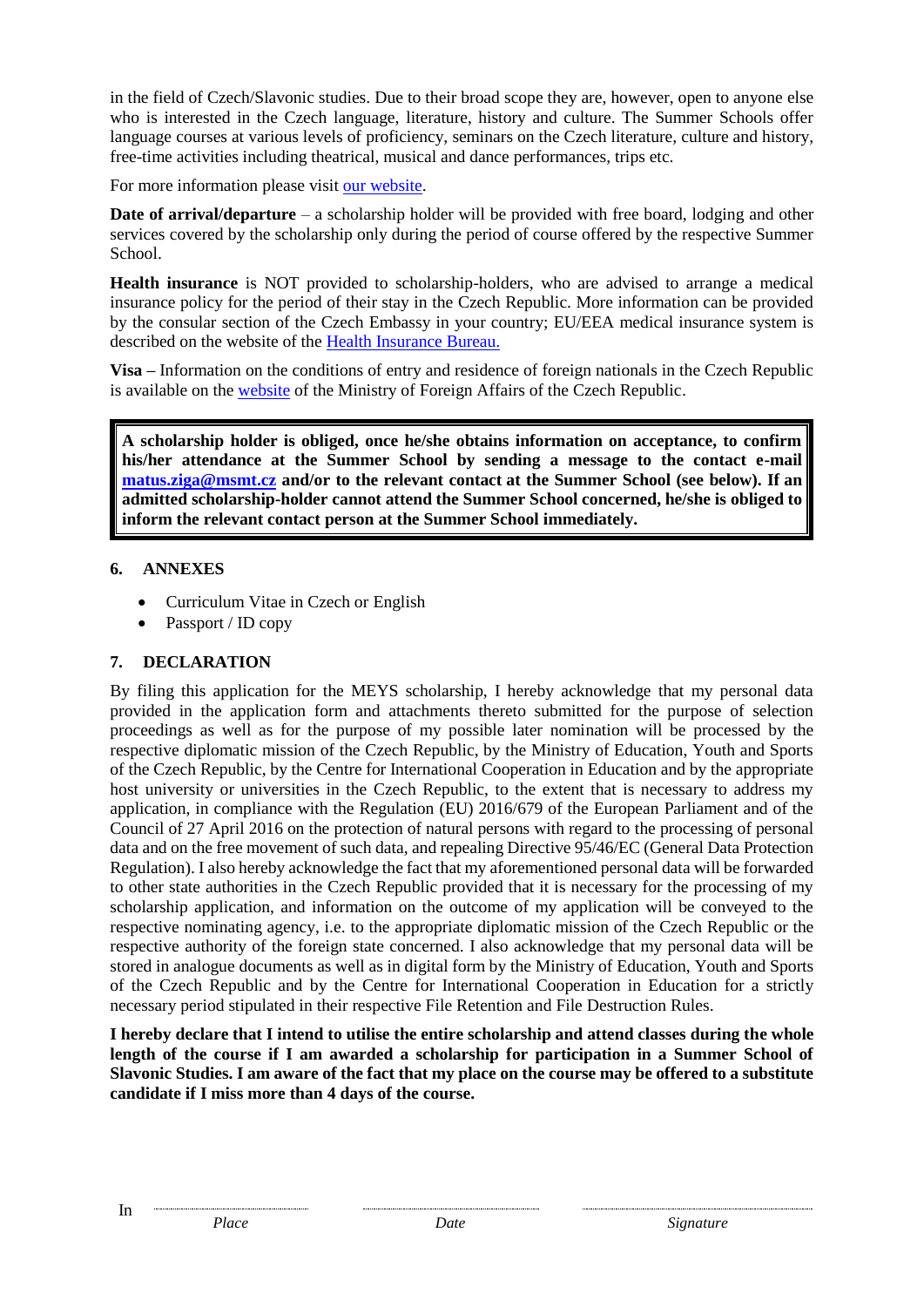in the field of Czech/Slavonic studies. Due to their broad scope they are, however, open to anyone else who is interested in the Czech language, literature, history and culture. The Summer Schools offer language courses at various levels of proficiency, seminars on the Czech literature, culture and history, free-time activities including theatrical, musical and dance performances, trips etc.

For more information please visit [our website](our website).

**Date of arrival/departure** – a scholarship holder will be provided with free board, lodging and other services covered by the scholarship only during the period of course offered by the respective Summer School.

**Health insurance** is NOT provided to scholarship-holders, who are advised to arrange a medical insurance policy for the period of their stay in the Czech Republic. More information can be provided by the consular section of the Czech Embassy in your country; EU/EEA medical insurance system is described on the website of the Health Insurance Bureau.

**Visa –** Information on the conditions of entry and residence of foreign nationals in the Czech Republic is available on the website of the Ministry of Foreign Affairs of the Czech Republic.

**A scholarship holder is obliged, once he/she obtains information on acceptance, to confirm his/her attendance at the Summer School by sending a message to the contact e-mail matus.ziga@msmt.cz and/or to the relevant contact at the Summer School (see below). If an admitted scholarship-holder cannot attend the Summer School concerned, he/she is obliged to inform the relevant contact person at the Summer School immediately.**

## 6. ANNEXES

- Curriculum Vitae in Czech or English
- Passport / ID copy

## 7. DECLARATION

By filing this application for the MEYS scholarship, I hereby acknowledge that my personal data provided in the application form and attachments thereto submitted for the purpose of selection proceedings as well as for the purpose of my possible later nomination will be processed by the respective diplomatic mission of the Czech Republic, by the Ministry of Education, Youth and Sports of the Czech Republic, by the Centre for International Cooperation in Education and by the appropriate host university or universities in the Czech Republic, to the extent that is necessary to address my application, in compliance with the Regulation (EU) 2016/679 of the European Parliament and of the Council of 27 April 2016 on the protection of natural persons with regard to the processing of personal data and on the free movement of such data, and repealing Directive 95/46/EC (General Data Protection Regulation). I also hereby acknowledge the fact that my aforementioned personal data will be forwarded to other state authorities in the Czech Republic provided that it is necessary for the processing of my scholarship application, and information on the outcome of my application will be conveyed to the respective nominating agency, i.e. to the appropriate diplomatic mission of the Czech Republic or the respective authority of the foreign state concerned. I also acknowledge that my personal data will be stored in analogue documents as well as in digital form by the Ministry of Education, Youth and Sports of the Czech Republic and by the Centre for International Cooperation in Education for a strictly necessary period stipulated in their respective File Retention and File Destruction Rules.

**I hereby declare that I intend to utilise the entire scholarship and attend classes during the whole length of the course if I am awarded a scholarship for participation in a Summer School of Slavonic Studies. I am aware of the fact that my place on the course may be offered to a substitute candidate if I miss more than 4 days of the course.**

In .............................. .............................. ..............................
*Place* *Date* *Signature*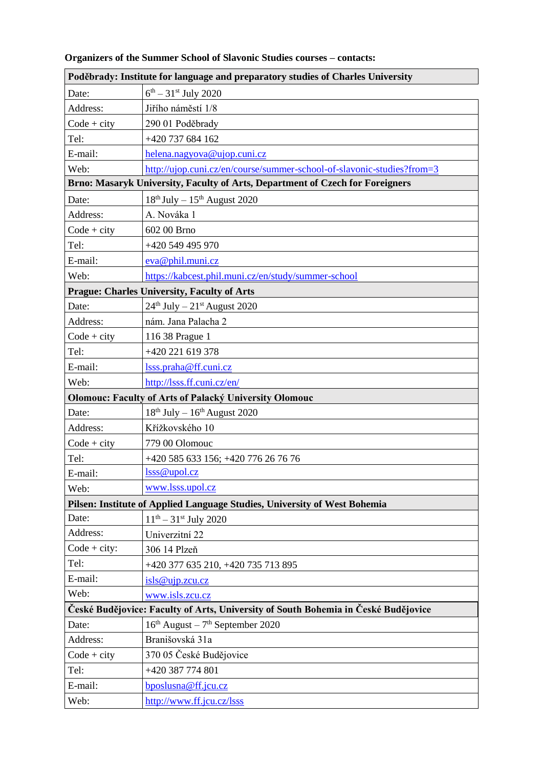**Organizers of the Summer School of Slavonic Studies courses – contacts:**

| | |
|---|---|
| **Poděbrady: Institute for language and preparatory studies of Charles University** | |
| Date: | 6th – 31st July 2020 |
| Address: | Jiřího náměstí 1/8 |
| Code + city | 290 01 Poděbrady |
| Tel: | +420 737 684 162 |
| E-mail: | helena.nagyova@ujop.cuni.cz |
| Web: | http://ujop.cuni.cz/en/course/summer-school-of-slavonic-studies?from=3 |
| **Brno: Masaryk University, Faculty of Arts, Department of Czech for Foreigners** | |
| Date: | 18th July – 15th August 2020 |
| Address: | A. Nováka 1 |
| Code + city | 602 00 Brno |
| Tel: | +420 549 495 970 |
| E-mail: | eva@phil.muni.cz |
| Web: | https://kabcest.phil.muni.cz/en/study/summer-school |
| **Prague: Charles University, Faculty of Arts** | |
| Date: | 24th July – 21st August 2020 |
| Address: | nám. Jana Palacha 2 |
| Code + city | 116 38 Prague 1 |
| Tel: | +420 221 619 378 |
| E-mail: | lsss.praha@ff.cuni.cz |
| Web: | http://lsss.ff.cuni.cz/en/ |
| **Olomouc: Faculty of Arts of Palacký University Olomouc** | |
| Date: | 18th July – 16th August 2020 |
| Address: | Křížkovského 10 |
| Code + city | 779 00 Olomouc |
| Tel: | +420 585 633 156; +420 776 26 76 76 |
| E-mail: | lsss@upol.cz |
| Web: | www.lsss.upol.cz |
| **Pilsen: Institute of Applied Language Studies, University of West Bohemia** | |
| Date: | 11th – 31st July 2020 |
| Address: | Univerzitní 22 |
| Code + city: | 306 14 Plzeň |
| Tel: | +420 377 635 210, +420 735 713 895 |
| E-mail: | isls@ujp.zcu.cz |
| Web: | www.isls.zcu.cz |
| **České Budějovice: Faculty of Arts, University of South Bohemia in České Budějovice** | |
| Date: | 16th August – 7th September 2020 |
| Address: | Branišovská 31a |
| Code + city | 370 05 České Budějovice |
| Tel: | +420 387 774 801 |
| E-mail: | bposlusna@ff.jcu.cz |
| Web: | http://www.ff.jcu.cz/lsss |